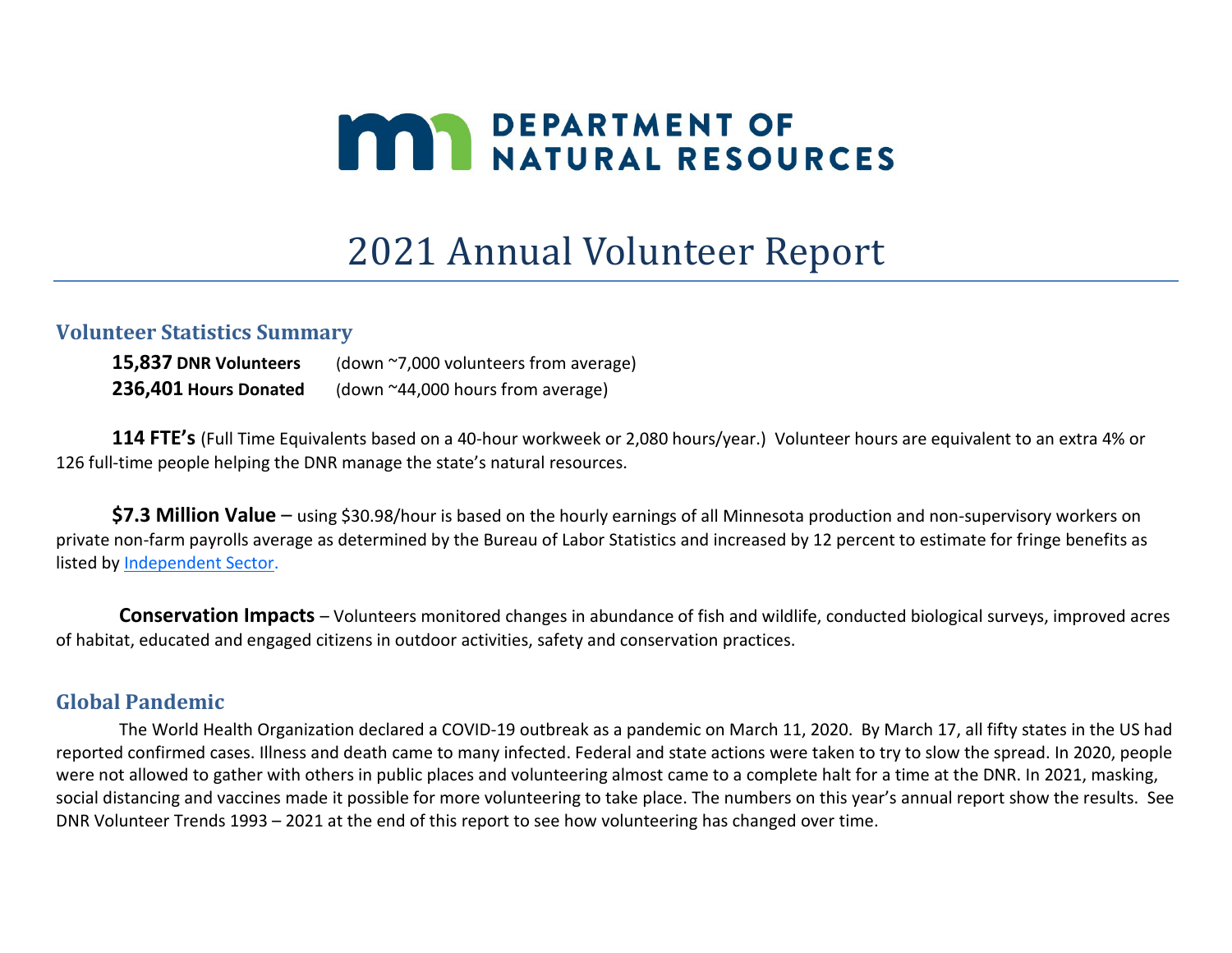# DEPARTMENT OF NATURAL RESOURCES

# 2021 Annual Volunteer Report

## Volunteer Statistics Summary

**15,837 DNR Volunteers** (down ~7,000 volunteers from average)
**236,401 Hours Donated** (down ~44,000 hours from average)

**114 FTE's** (Full Time Equivalents based on a 40-hour workweek or 2,080 hours/year.) Volunteer hours are equivalent to an extra 4% or 126 full-time people helping the DNR manage the state's natural resources.

**$7.3 Million Value** – using $30.98/hour is based on the hourly earnings of all Minnesota production and non-supervisory workers on private non-farm payrolls average as determined by the Bureau of Labor Statistics and increased by 12 percent to estimate for fringe benefits as listed by [Independent Sector.]

**Conservation Impacts** – Volunteers monitored changes in abundance of fish and wildlife, conducted biological surveys, improved acres of habitat, educated and engaged citizens in outdoor activities, safety and conservation practices.

## Global Pandemic

The World Health Organization declared a COVID-19 outbreak as a pandemic on March 11, 2020. By March 17, all fifty states in the US had reported confirmed cases. Illness and death came to many infected. Federal and state actions were taken to try to slow the spread. In 2020, people were not allowed to gather with others in public places and volunteering almost came to a complete halt for a time at the DNR. In 2021, masking, social distancing and vaccines made it possible for more volunteering to take place. The numbers on this year's annual report show the results. See DNR Volunteer Trends 1993 – 2021 at the end of this report to see how volunteering has changed over time.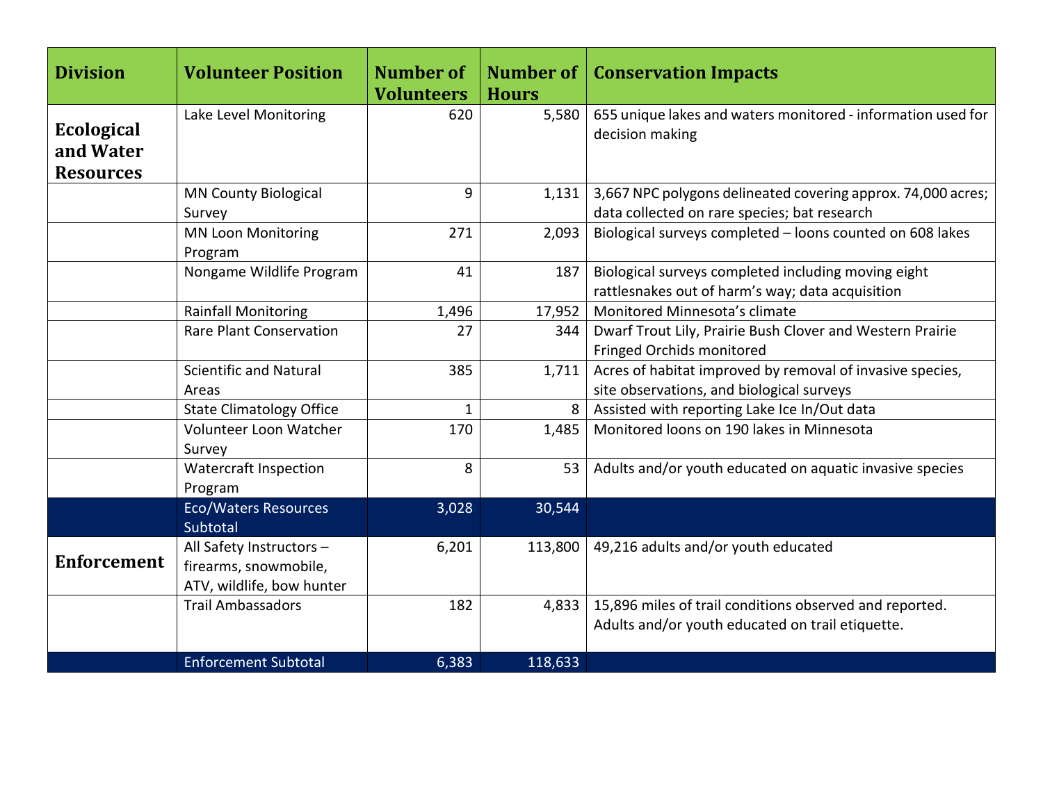| Division | Volunteer Position | Number of Volunteers | Number of Hours | Conservation Impacts |
|---|---|---|---|---|
| **Ecological and Water Resources** | Lake Level Monitoring | 620 | 5,580 | 655 unique lakes and waters monitored - information used for decision making |
| | MN County Biological Survey | 9 | 1,131 | 3,667 NPC polygons delineated covering approx. 74,000 acres; data collected on rare species; bat research |
| | MN Loon Monitoring Program | 271 | 2,093 | Biological surveys completed – loons counted on 608 lakes |
| | Nongame Wildlife Program | 41 | 187 | Biological surveys completed including moving eight rattlesnakes out of harm's way; data acquisition |
| | Rainfall Monitoring | 1,496 | 17,952 | Monitored Minnesota's climate |
| | Rare Plant Conservation | 27 | 344 | Dwarf Trout Lily, Prairie Bush Clover and Western Prairie Fringed Orchids monitored |
| | Scientific and Natural Areas | 385 | 1,711 | Acres of habitat improved by removal of invasive species, site observations, and biological surveys |
| | State Climatology Office | 1 | 8 | Assisted with reporting Lake Ice In/Out data |
| | Volunteer Loon Watcher Survey | 170 | 1,485 | Monitored loons on 190 lakes in Minnesota |
| | Watercraft Inspection Program | 8 | 53 | Adults and/or youth educated on aquatic invasive species |
| | Eco/Waters Resources Subtotal | 3,028 | 30,544 | |
| **Enforcement** | All Safety Instructors – firearms, snowmobile, ATV, wildlife, bow hunter | 6,201 | 113,800 | 49,216 adults and/or youth educated |
| | Trail Ambassadors | 182 | 4,833 | 15,896 miles of trail conditions observed and reported. Adults and/or youth educated on trail etiquette. |
| | Enforcement Subtotal | 6,383 | 118,633 | |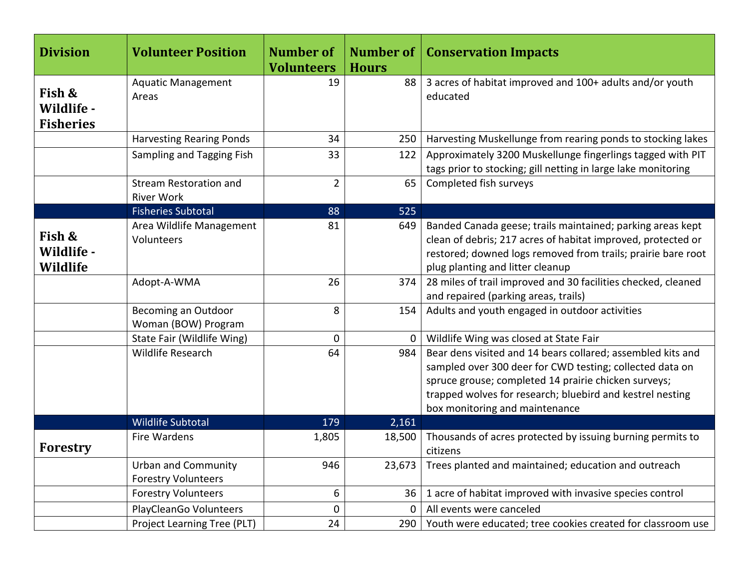| Division | Volunteer Position | Number of Volunteers | Number of Hours | Conservation Impacts |
|---|---|---|---|---|
| **Fish & Wildlife - Fisheries** | Aquatic Management Areas | 19 | 88 | 3 acres of habitat improved and 100+ adults and/or youth educated |
| | Harvesting Rearing Ponds | 34 | 250 | Harvesting Muskellunge from rearing ponds to stocking lakes |
| | Sampling and Tagging Fish | 33 | 122 | Approximately 3200 Muskellunge fingerlings tagged with PIT tags prior to stocking; gill netting in large lake monitoring |
| | Stream Restoration and River Work | 2 | 65 | Completed fish surveys |
| | Fisheries Subtotal | 88 | 525 | |
| **Fish & Wildlife - Wildlife** | Area Wildlife Management Volunteers | 81 | 649 | Banded Canada geese; trails maintained; parking areas kept clean of debris; 217 acres of habitat improved, protected or restored; downed logs removed from trails; prairie bare root plug planting and litter cleanup |
| | Adopt-A-WMA | 26 | 374 | 28 miles of trail improved and 30 facilities checked, cleaned and repaired (parking areas, trails) |
| | Becoming an Outdoor Woman (BOW) Program | 8 | 154 | Adults and youth engaged in outdoor activities |
| | State Fair (Wildlife Wing) | 0 | 0 | Wildlife Wing was closed at State Fair |
| | Wildlife Research | 64 | 984 | Bear dens visited and 14 bears collared; assembled kits and sampled over 300 deer for CWD testing; collected data on spruce grouse; completed 14 prairie chicken surveys; trapped wolves for research; bluebird and kestrel nesting box monitoring and maintenance |
| | Wildlife Subtotal | 179 | 2,161 | |
| **Forestry** | Fire Wardens | 1,805 | 18,500 | Thousands of acres protected by issuing burning permits to citizens |
| | Urban and Community Forestry Volunteers | 946 | 23,673 | Trees planted and maintained; education and outreach |
| | Forestry Volunteers | 6 | 36 | 1 acre of habitat improved with invasive species control |
| | PlayCleanGo Volunteers | 0 | 0 | All events were canceled |
| | Project Learning Tree (PLT) | 24 | 290 | Youth were educated; tree cookies created for classroom use |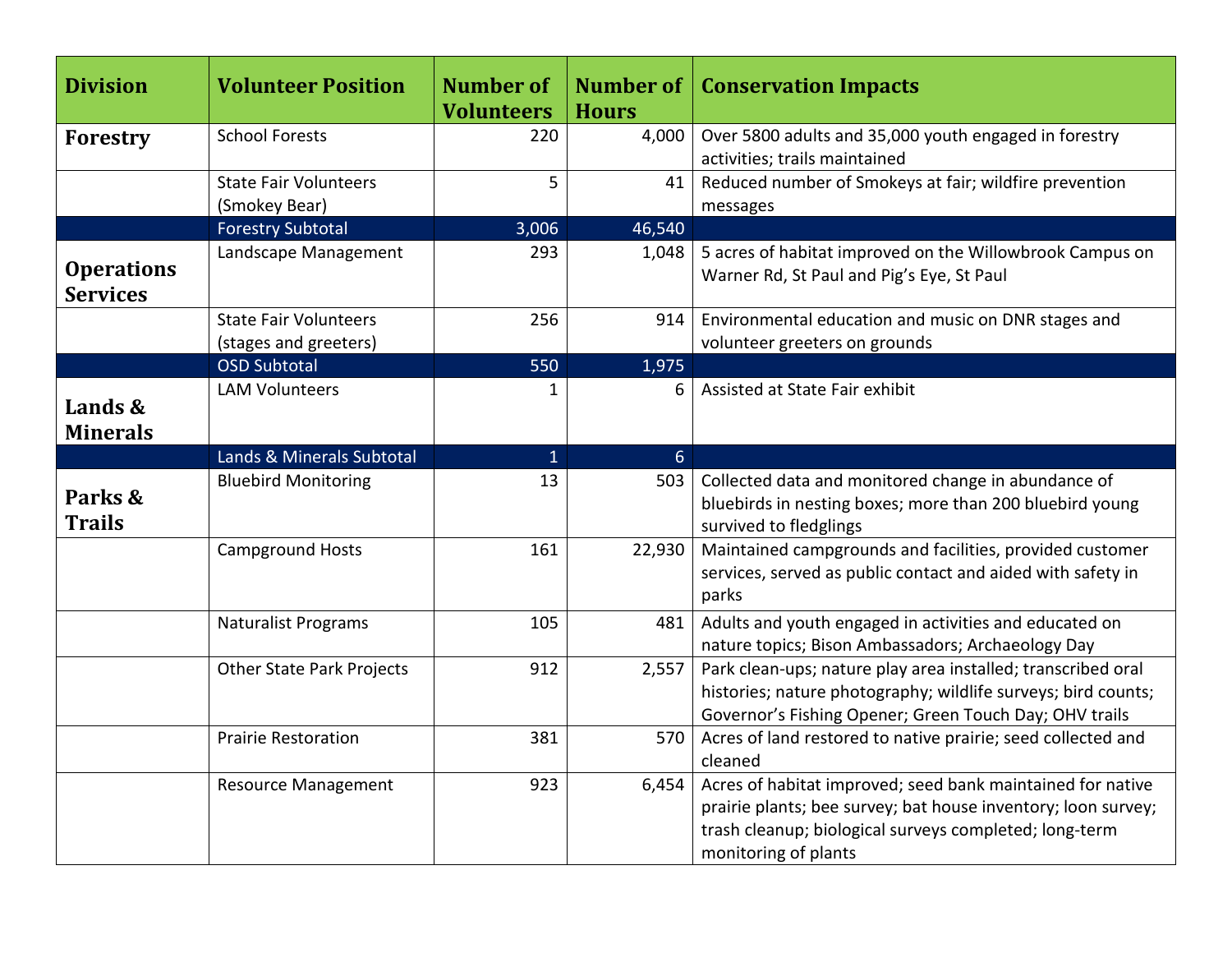| Division | Volunteer Position | Number of Volunteers | Number of Hours | Conservation Impacts |
| --- | --- | --- | --- | --- |
| **Forestry** | School Forests | 220 | 4,000 | Over 5800 adults and 35,000 youth engaged in forestry activities; trails maintained |
| | State Fair Volunteers (Smokey Bear) | 5 | 41 | Reduced number of Smokeys at fair; wildfire prevention messages |
| | Forestry Subtotal | 3,006 | 46,540 | |
| **Operations Services** | Landscape Management | 293 | 1,048 | 5 acres of habitat improved on the Willowbrook Campus on Warner Rd, St Paul and Pig's Eye, St Paul |
| | State Fair Volunteers (stages and greeters) | 256 | 914 | Environmental education and music on DNR stages and volunteer greeters on grounds |
| | OSD Subtotal | 550 | 1,975 | |
| **Lands & Minerals** | LAM Volunteers | 1 | 6 | Assisted at State Fair exhibit |
| | Lands & Minerals Subtotal | 1 | 6 | |
| **Parks & Trails** | Bluebird Monitoring | 13 | 503 | Collected data and monitored change in abundance of bluebirds in nesting boxes; more than 200 bluebird young survived to fledglings |
| | Campground Hosts | 161 | 22,930 | Maintained campgrounds and facilities, provided customer services, served as public contact and aided with safety in parks |
| | Naturalist Programs | 105 | 481 | Adults and youth engaged in activities and educated on nature topics; Bison Ambassadors; Archaeology Day |
| | Other State Park Projects | 912 | 2,557 | Park clean-ups; nature play area installed; transcribed oral histories; nature photography; wildlife surveys; bird counts; Governor's Fishing Opener; Green Touch Day; OHV trails |
| | Prairie Restoration | 381 | 570 | Acres of land restored to native prairie; seed collected and cleaned |
| | Resource Management | 923 | 6,454 | Acres of habitat improved; seed bank maintained for native prairie plants; bee survey; bat house inventory; loon survey; trash cleanup; biological surveys completed; long-term monitoring of plants |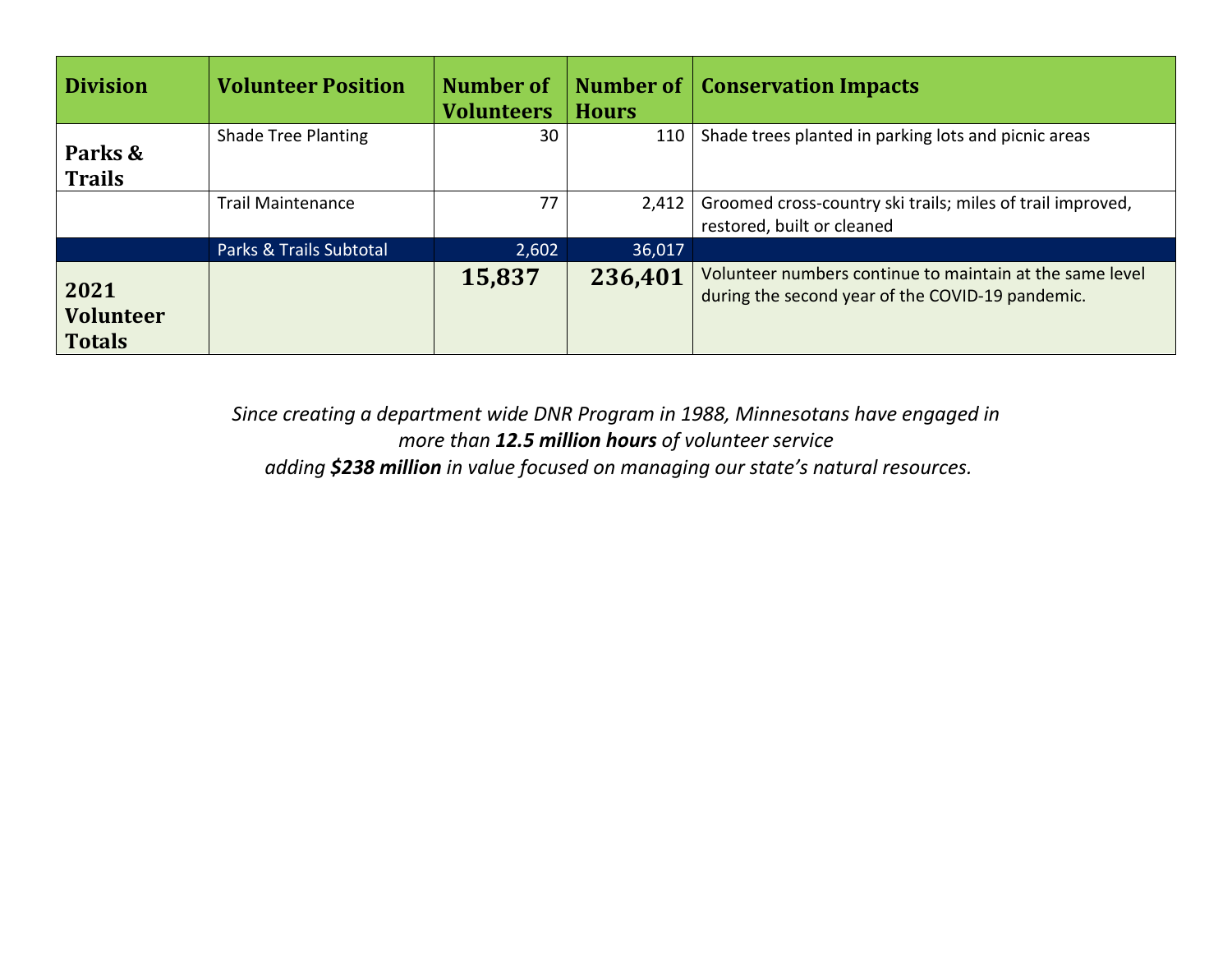| Division | Volunteer Position | Number of Volunteers | Number of Hours | Conservation Impacts |
|---|---|---|---|---|
| **Parks & Trails** | Shade Tree Planting | 30 | 110 | Shade trees planted in parking lots and picnic areas |
| | Trail Maintenance | 77 | 2,412 | Groomed cross-country ski trails; miles of trail improved, restored, built or cleaned |
| | Parks & Trails Subtotal | 2,602 | 36,017 | |
| **2021 Volunteer Totals** | | **15,837** | **236,401** | Volunteer numbers continue to maintain at the same level during the second year of the COVID-19 pandemic. |

*Since creating a department wide DNR Program in 1988, Minnesotans have engaged in more than **12.5 million hours** of volunteer service adding **$238 million** in value focused on managing our state's natural resources.*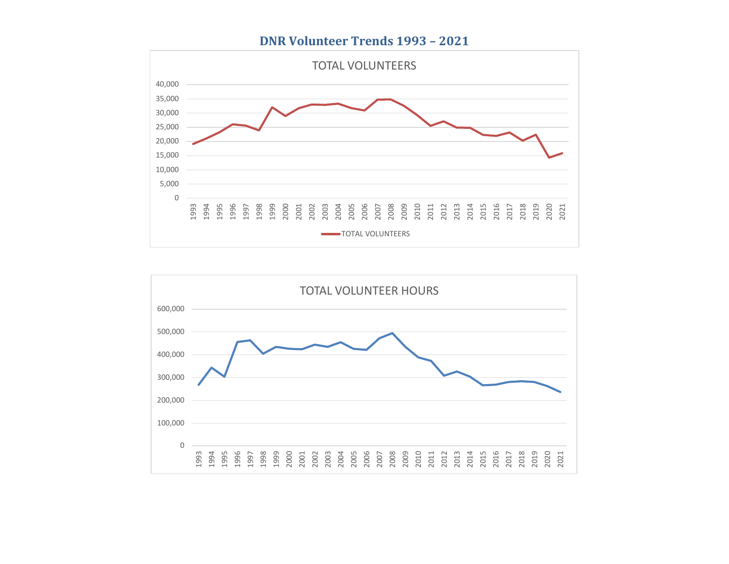# DNR Volunteer Trends 1993 – 2021

TOTAL VOLUNTEERS

40,000
35,000
30,000
25,000
20,000
15,000
10,000
5,000
0

1993 1994 1995 1996 1997 1998 1999 2000 2001 2002 2003 2004 2005 2006 2007 2008 2009 2010 2011 2012 2013 2014 2015 2016 2017 2018 2019 2020 2021

TOTAL VOLUNTEERS

TOTAL VOLUNTEER HOURS

600,000
500,000
400,000
300,000
200,000
100,000
0

1993 1994 1995 1996 1997 1998 1999 2000 2001 2002 2003 2004 2005 2006 2007 2008 2009 2010 2011 2012 2013 2014 2015 2016 2017 2018 2019 2020 2021